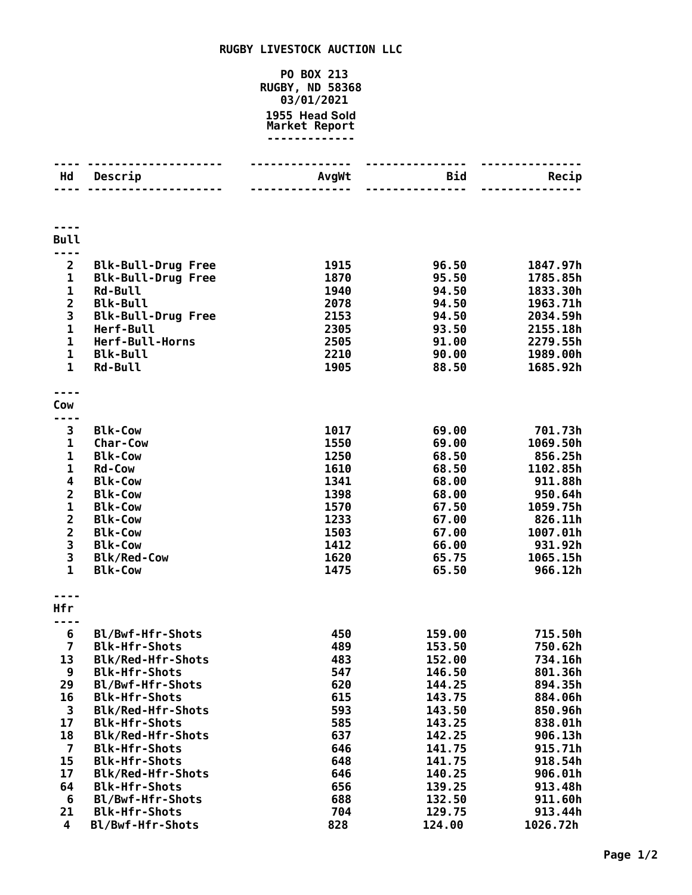# RUGBY LIVESTOCK AUCTION LLC

**PO BOX 213**
**RUGBY, ND 58368**
**03/01/2021**
**1955 Head Sold**
**Market Report**

| Hd | Descrip | AvgWt | Bid | Recip |
|---|---|---|---|---|
| **Bull** | | | | |
| 2 | Blk-Bull-Drug Free | 1915 | 96.50 | 1847.97h |
| 1 | Blk-Bull-Drug Free | 1870 | 95.50 | 1785.85h |
| 1 | Rd-Bull | 1940 | 94.50 | 1833.30h |
| 2 | Blk-Bull | 2078 | 94.50 | 1963.71h |
| 3 | Blk-Bull-Drug Free | 2153 | 94.50 | 2034.59h |
| 1 | Herf-Bull | 2305 | 93.50 | 2155.18h |
| 1 | Herf-Bull-Horns | 2505 | 91.00 | 2279.55h |
| 1 | Blk-Bull | 2210 | 90.00 | 1989.00h |
| 1 | Rd-Bull | 1905 | 88.50 | 1685.92h |
| **Cow** | | | | |
| 3 | Blk-Cow | 1017 | 69.00 | 701.73h |
| 1 | Char-Cow | 1550 | 69.00 | 1069.50h |
| 1 | Blk-Cow | 1250 | 68.50 | 856.25h |
| 1 | Rd-Cow | 1610 | 68.50 | 1102.85h |
| 4 | Blk-Cow | 1341 | 68.00 | 911.88h |
| 2 | Blk-Cow | 1398 | 68.00 | 950.64h |
| 1 | Blk-Cow | 1570 | 67.50 | 1059.75h |
| 2 | Blk-Cow | 1233 | 67.00 | 826.11h |
| 2 | Blk-Cow | 1503 | 67.00 | 1007.01h |
| 3 | Blk-Cow | 1412 | 66.00 | 931.92h |
| 3 | Blk/Red-Cow | 1620 | 65.75 | 1065.15h |
| 1 | Blk-Cow | 1475 | 65.50 | 966.12h |
| **Hfr** | | | | |
| 6 | Bl/Bwf-Hfr-Shots | 450 | 159.00 | 715.50h |
| 7 | Blk-Hfr-Shots | 489 | 153.50 | 750.62h |
| 13 | Blk/Red-Hfr-Shots | 483 | 152.00 | 734.16h |
| 9 | Blk-Hfr-Shots | 547 | 146.50 | 801.36h |
| 29 | Bl/Bwf-Hfr-Shots | 620 | 144.25 | 894.35h |
| 16 | Blk-Hfr-Shots | 615 | 143.75 | 884.06h |
| 3 | Blk/Red-Hfr-Shots | 593 | 143.50 | 850.96h |
| 17 | Blk-Hfr-Shots | 585 | 143.25 | 838.01h |
| 18 | Blk/Red-Hfr-Shots | 637 | 142.25 | 906.13h |
| 7 | Blk-Hfr-Shots | 646 | 141.75 | 915.71h |
| 15 | Blk-Hfr-Shots | 648 | 141.75 | 918.54h |
| 17 | Blk/Red-Hfr-Shots | 646 | 140.25 | 906.01h |
| 64 | Blk-Hfr-Shots | 656 | 139.25 | 913.48h |
| 6 | Bl/Bwf-Hfr-Shots | 688 | 132.50 | 911.60h |
| 21 | Blk-Hfr-Shots | 704 | 129.75 | 913.44h |
| 4 | Bl/Bwf-Hfr-Shots | 828 | 124.00 | 1026.72h |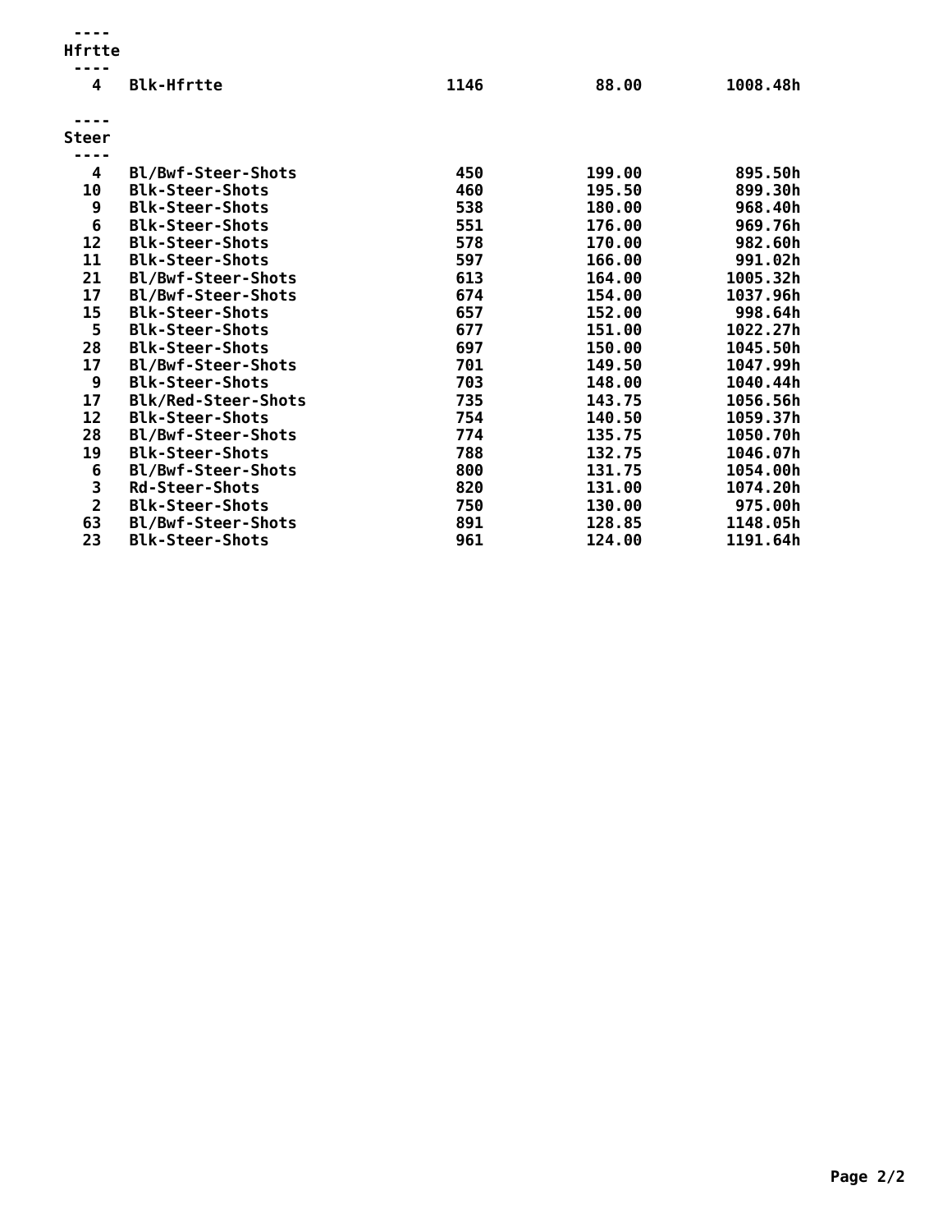----
Hfrtte
----

| | | | | |
|---|---|---|---|---|
| 4 | Blk-Hfrtte | 1146 | 88.00 | 1008.48h |

----
Steer
----

| | | | | |
|---|---|---|---|---|
| 4 | Bl/Bwf-Steer-Shots | 450 | 199.00 | 895.50h |
| 10 | Blk-Steer-Shots | 460 | 195.50 | 899.30h |
| 9 | Blk-Steer-Shots | 538 | 180.00 | 968.40h |
| 6 | Blk-Steer-Shots | 551 | 176.00 | 969.76h |
| 12 | Blk-Steer-Shots | 578 | 170.00 | 982.60h |
| 11 | Blk-Steer-Shots | 597 | 166.00 | 991.02h |
| 21 | Bl/Bwf-Steer-Shots | 613 | 164.00 | 1005.32h |
| 17 | Bl/Bwf-Steer-Shots | 674 | 154.00 | 1037.96h |
| 15 | Blk-Steer-Shots | 657 | 152.00 | 998.64h |
| 5 | Blk-Steer-Shots | 677 | 151.00 | 1022.27h |
| 28 | Blk-Steer-Shots | 697 | 150.00 | 1045.50h |
| 17 | Bl/Bwf-Steer-Shots | 701 | 149.50 | 1047.99h |
| 9 | Blk-Steer-Shots | 703 | 148.00 | 1040.44h |
| 17 | Blk/Red-Steer-Shots | 735 | 143.75 | 1056.56h |
| 12 | Blk-Steer-Shots | 754 | 140.50 | 1059.37h |
| 28 | Bl/Bwf-Steer-Shots | 774 | 135.75 | 1050.70h |
| 19 | Blk-Steer-Shots | 788 | 132.75 | 1046.07h |
| 6 | Bl/Bwf-Steer-Shots | 800 | 131.75 | 1054.00h |
| 3 | Rd-Steer-Shots | 820 | 131.00 | 1074.20h |
| 2 | Blk-Steer-Shots | 750 | 130.00 | 975.00h |
| 63 | Bl/Bwf-Steer-Shots | 891 | 128.85 | 1148.05h |
| 23 | Blk-Steer-Shots | 961 | 124.00 | 1191.64h |